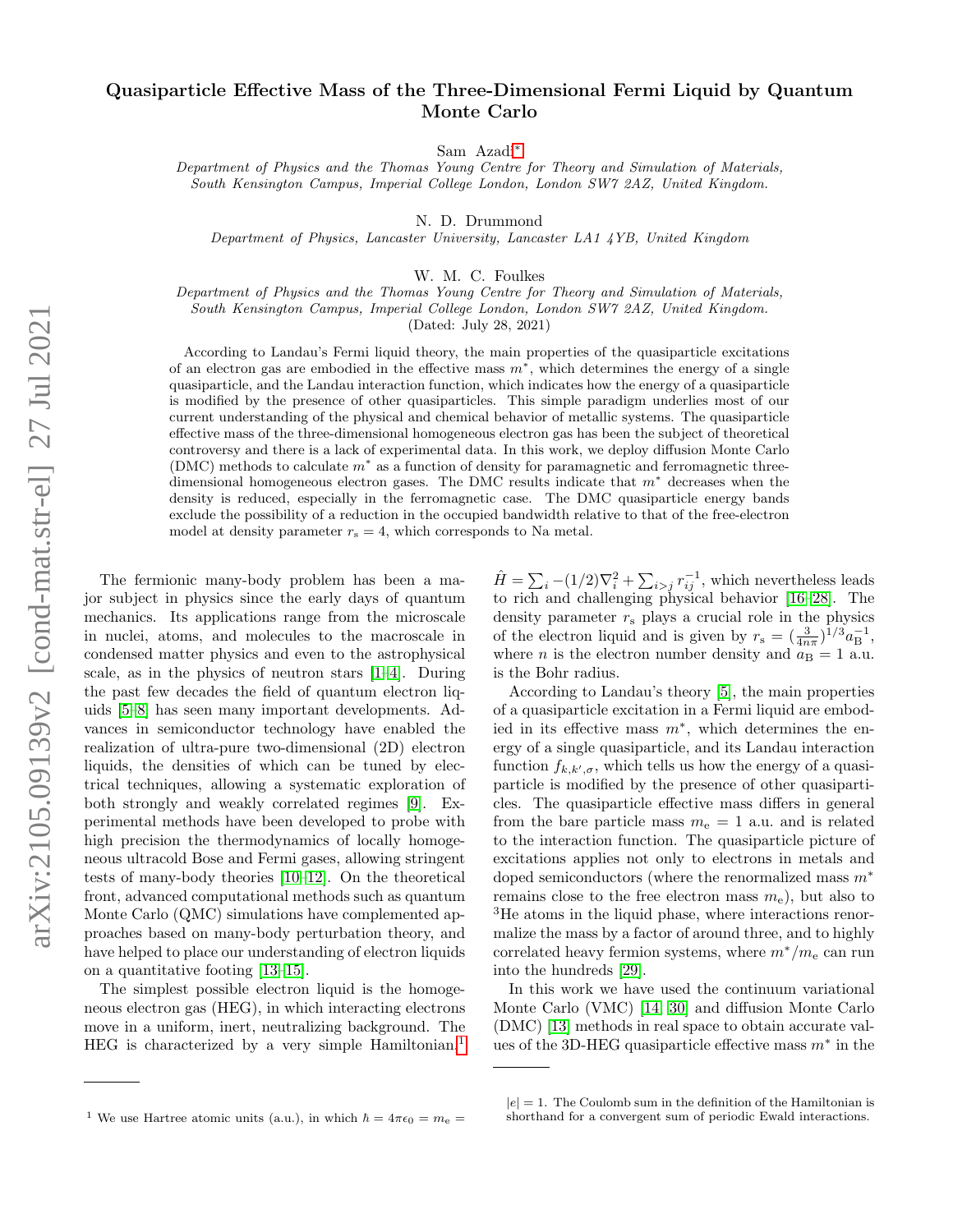# Quasiparticle Effective Mass of the Three-Dimensional Fermi Liquid by Quantum Monte Carlo

Sam Azadi[*]

*Department of Physics and the Thomas Young Centre for Theory and Simulation of Materials, South Kensington Campus, Imperial College London, London SW7 2AZ, United Kingdom.*

N. D. Drummond

*Department of Physics, Lancaster University, Lancaster LA1 4YB, United Kingdom*

W. M. C. Foulkes

*Department of Physics and the Thomas Young Centre for Theory and Simulation of Materials, South Kensington Campus, Imperial College London, London SW7 2AZ, United Kingdom.*

(Dated: July 28, 2021)

According to Landau's Fermi liquid theory, the main properties of the quasiparticle excitations of an electron gas are embodied in the effective mass $m^*$, which determines the energy of a single quasiparticle, and the Landau interaction function, which indicates how the energy of a quasiparticle is modified by the presence of other quasiparticles. This simple paradigm underlies most of our current understanding of the physical and chemical behavior of metallic systems. The quasiparticle effective mass of the three-dimensional homogeneous electron gas has been the subject of theoretical controversy and there is a lack of experimental data. In this work, we deploy diffusion Monte Carlo (DMC) methods to calculate $m^*$ as a function of density for paramagnetic and ferromagnetic three-dimensional homogeneous electron gases. The DMC results indicate that $m^*$ decreases when the density is reduced, especially in the ferromagnetic case. The DMC quasiparticle energy bands exclude the possibility of a reduction in the occupied bandwidth relative to that of the free-electron model at density parameter $r_s = 4$, which corresponds to Na metal.

The fermionic many-body problem has been a major subject in physics since the early days of quantum mechanics. Its applications range from the microscale in nuclei, atoms, and molecules to the macroscale in condensed matter physics and even to the astrophysical scale, as in the physics of neutron stars [1–4]. During the past few decades the field of quantum electron liquids [5–8] has seen many important developments. Advances in semiconductor technology have enabled the realization of ultra-pure two-dimensional (2D) electron liquids, the densities of which can be tuned by electrical techniques, allowing a systematic exploration of both strongly and weakly correlated regimes [9]. Experimental methods have been developed to probe with high precision the thermodynamics of locally homogeneous ultracold Bose and Fermi gases, allowing stringent tests of many-body theories [10–12]. On the theoretical front, advanced computational methods such as quantum Monte Carlo (QMC) simulations have complemented approaches based on many-body perturbation theory, and have helped to place our understanding of electron liquids on a quantitative footing [13–15].

The simplest possible electron liquid is the homogeneous electron gas (HEG), in which interacting electrons move in a uniform, inert, neutralizing background. The HEG is characterized by a very simple Hamiltonian,[1] $\hat{H} = \sum_i -(1/2)\nabla_i^2 + \sum_{i>j} r_{ij}^{-1}$, which nevertheless leads to rich and challenging physical behavior [16–28]. The density parameter $r_s$ plays a crucial role in the physics of the electron liquid and is given by $r_s = (\frac{3}{4n\pi})^{1/3} a_B^{-1}$, where $n$ is the electron number density and $a_B = 1$ a.u. is the Bohr radius.

According to Landau's theory [5], the main properties of a quasiparticle excitation in a Fermi liquid are embodied in its effective mass $m^*$, which determines the energy of a single quasiparticle, and its Landau interaction function $f_{k,k',\sigma}$, which tells us how the energy of a quasiparticle is modified by the presence of other quasiparticles. The quasiparticle effective mass differs in general from the bare particle mass $m_e = 1$ a.u. and is related to the interaction function. The quasiparticle picture of excitations applies not only to electrons in metals and doped semiconductors (where the renormalized mass $m^*$ remains close to the free electron mass $m_e$), but also to $^3$He atoms in the liquid phase, where interactions renormalize the mass by a factor of around three, and to highly correlated heavy fermion systems, where $m^*/m_e$ can run into the hundreds [29].

In this work we have used the continuum variational Monte Carlo (VMC) [14, 30] and diffusion Monte Carlo (DMC) [13] methods in real space to obtain accurate values of the 3D-HEG quasiparticle effective mass $m^*$ in the

[1] We use Hartree atomic units (a.u.), in which $\hbar = 4\pi\epsilon_0 = m_e = |e| = 1$. The Coulomb sum in the definition of the Hamiltonian is shorthand for a convergent sum of periodic Ewald interactions.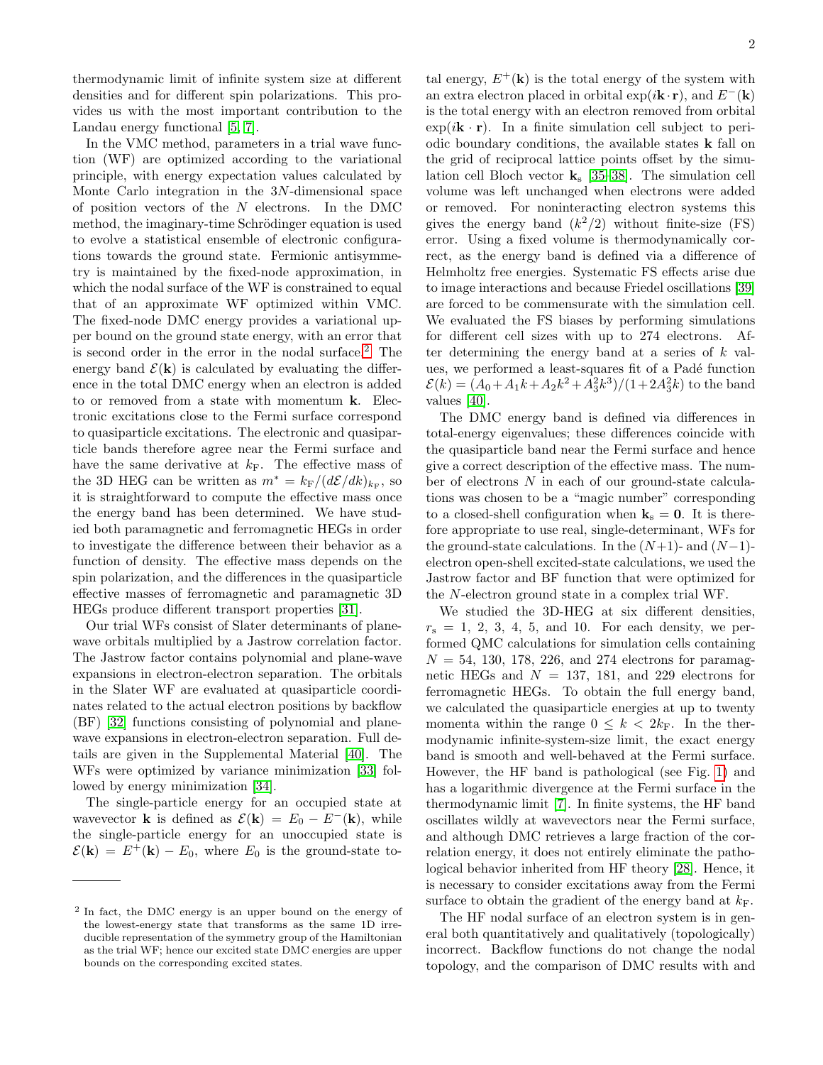thermodynamic limit of infinite system size at different densities and for different spin polarizations. This provides us with the most important contribution to the Landau energy functional [5, 7].

In the VMC method, parameters in a trial wave function (WF) are optimized according to the variational principle, with energy expectation values calculated by Monte Carlo integration in the $3N$-dimensional space of position vectors of the $N$ electrons. In the DMC method, the imaginary-time Schrödinger equation is used to evolve a statistical ensemble of electronic configurations towards the ground state. Fermionic antisymmetry is maintained by the fixed-node approximation, in which the nodal surface of the WF is constrained to equal that of an approximate WF optimized within VMC. The fixed-node DMC energy provides a variational upper bound on the ground state energy, with an error that is second order in the error in the nodal surface.[2] The energy band $\mathcal{E}(\mathbf{k})$ is calculated by evaluating the difference in the total DMC energy when an electron is added to or removed from a state with momentum $\mathbf{k}$. Electronic excitations close to the Fermi surface correspond to quasiparticle excitations. The electronic and quasiparticle bands therefore agree near the Fermi surface and have the same derivative at $k_{\rm F}$. The effective mass of the 3D HEG can be written as $m^* = k_{\rm F}/(d\mathcal{E}/dk)_{k_{\rm F}}$, so it is straightforward to compute the effective mass once the energy band has been determined. We have studied both paramagnetic and ferromagnetic HEGs in order to investigate the difference between their behavior as a function of density. The effective mass depends on the spin polarization, and the differences in the quasiparticle effective masses of ferromagnetic and paramagnetic 3D HEGs produce different transport properties [31].

Our trial WFs consist of Slater determinants of plane-wave orbitals multiplied by a Jastrow correlation factor. The Jastrow factor contains polynomial and plane-wave expansions in electron-electron separation. The orbitals in the Slater WF are evaluated at quasiparticle coordinates related to the actual electron positions by backflow (BF) [32] functions consisting of polynomial and plane-wave expansions in electron-electron separation. Full details are given in the Supplemental Material [40]. The WFs were optimized by variance minimization [33] followed by energy minimization [34].

The single-particle energy for an occupied state at wavevector $\mathbf{k}$ is defined as $\mathcal{E}(\mathbf{k}) = E_0 - E^-(\mathbf{k})$, while the single-particle energy for an unoccupied state is $\mathcal{E}(\mathbf{k}) = E^+(\mathbf{k}) - E_0$, where $E_0$ is the ground-state total energy, $E^+(\mathbf{k})$ is the total energy of the system with an extra electron placed in orbital $\exp(i\mathbf{k}\cdot\mathbf{r})$, and $E^-(\mathbf{k})$ is the total energy with an electron removed from orbital $\exp(i\mathbf{k}\cdot\mathbf{r})$. In a finite simulation cell subject to periodic boundary conditions, the available states $\mathbf{k}$ fall on the grid of reciprocal lattice points offset by the simulation cell Bloch vector $\mathbf{k}_{\rm s}$ [35–38]. The simulation cell volume was left unchanged when electrons were added or removed. For noninteracting electron systems this gives the energy band $(k^2/2)$ without finite-size (FS) error. Using a fixed volume is thermodynamically correct, as the energy band is defined via a difference of Helmholtz free energies. Systematic FS effects arise due to image interactions and because Friedel oscillations [39] are forced to be commensurate with the simulation cell. We evaluated the FS biases by performing simulations for different cell sizes with up to 274 electrons. After determining the energy band at a series of $k$ values, we performed a least-squares fit of a Padé function $\mathcal{E}(k) = (A_0 + A_1 k + A_2 k^2 + A_3^2 k^3)/(1 + 2A_3^2 k)$ to the band values [40].

The DMC energy band is defined via differences in total-energy eigenvalues; these differences coincide with the quasiparticle band near the Fermi surface and hence give a correct description of the effective mass. The number of electrons $N$ in each of our ground-state calculations was chosen to be a "magic number" corresponding to a closed-shell configuration when $\mathbf{k}_{\rm s} = \mathbf{0}$. It is therefore appropriate to use real, single-determinant, WFs for the ground-state calculations. In the $(N+1)$- and $(N-1)$-electron open-shell excited-state calculations, we used the Jastrow factor and BF function that were optimized for the $N$-electron ground state in a complex trial WF.

We studied the 3D-HEG at six different densities, $r_{\rm s} = 1$, 2, 3, 4, 5, and 10. For each density, we performed QMC calculations for simulation cells containing $N = 54$, 130, 178, 226, and 274 electrons for paramagnetic HEGs and $N = 137$, 181, and 229 electrons for ferromagnetic HEGs. To obtain the full energy band, we calculated the quasiparticle energies at up to twenty momenta within the range $0 \leq k < 2k_{\rm F}$. In the thermodynamic infinite-system-size limit, the exact energy band is smooth and well-behaved at the Fermi surface. However, the HF band is pathological (see Fig. 1) and has a logarithmic divergence at the Fermi surface in the thermodynamic limit [7]. In finite systems, the HF band oscillates wildly at wavevectors near the Fermi surface, and although DMC retrieves a large fraction of the correlation energy, it does not entirely eliminate the pathological behavior inherited from HF theory [28]. Hence, it is necessary to consider excitations away from the Fermi surface to obtain the gradient of the energy band at $k_{\rm F}$.

The HF nodal surface of an electron system is in general both quantitatively and qualitatively (topologically) incorrect. Backflow functions do not change the nodal topology, and the comparison of DMC results with and

[2] In fact, the DMC energy is an upper bound on the energy of the lowest-energy state that transforms as the same 1D irreducible representation of the symmetry group of the Hamiltonian as the trial WF; hence our excited state DMC energies are upper bounds on the corresponding excited states.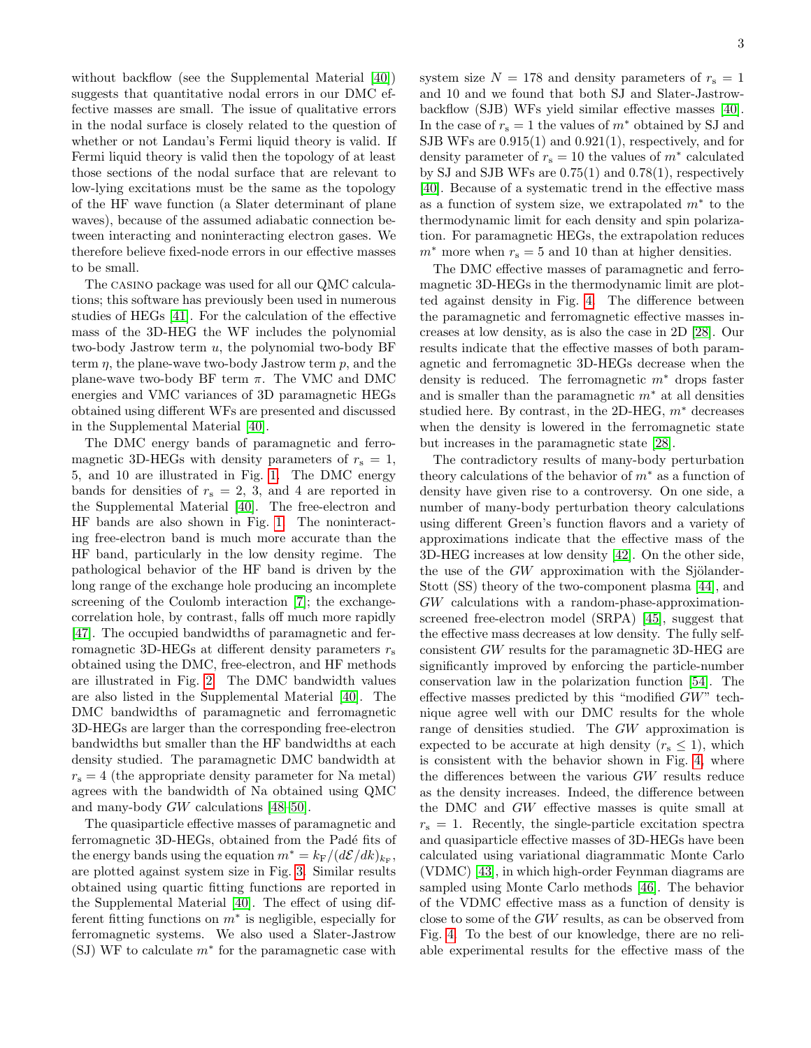without backflow (see the Supplemental Material [40]) suggests that quantitative nodal errors in our DMC effective masses are small. The issue of qualitative errors in the nodal surface is closely related to the question of whether or not Landau's Fermi liquid theory is valid. If Fermi liquid theory is valid then the topology of at least those sections of the nodal surface that are relevant to low-lying excitations must be the same as the topology of the HF wave function (a Slater determinant of plane waves), because of the assumed adiabatic connection between interacting and noninteracting electron gases. We therefore believe fixed-node errors in our effective masses to be small.

The CASINO package was used for all our QMC calculations; this software has previously been used in numerous studies of HEGs [41]. For the calculation of the effective mass of the 3D-HEG the WF includes the polynomial two-body Jastrow term $u$, the polynomial two-body BF term $\eta$, the plane-wave two-body Jastrow term $p$, and the plane-wave two-body BF term $\pi$. The VMC and DMC energies and VMC variances of 3D paramagnetic HEGs obtained using different WFs are presented and discussed in the Supplemental Material [40].

The DMC energy bands of paramagnetic and ferromagnetic 3D-HEGs with density parameters of $r_s = 1$, 5, and 10 are illustrated in Fig. 1. The DMC energy bands for densities of $r_s = 2$, 3, and 4 are reported in the Supplemental Material [40]. The free-electron and HF bands are also shown in Fig. 1. The noninteracting free-electron band is much more accurate than the HF band, particularly in the low density regime. The pathological behavior of the HF band is driven by the long range of the exchange hole producing an incomplete screening of the Coulomb interaction [7]; the exchange-correlation hole, by contrast, falls off much more rapidly [47]. The occupied bandwidths of paramagnetic and ferromagnetic 3D-HEGs at different density parameters $r_s$ obtained using the DMC, free-electron, and HF methods are illustrated in Fig. 2. The DMC bandwidth values are also listed in the Supplemental Material [40]. The DMC bandwidths of paramagnetic and ferromagnetic 3D-HEGs are larger than the corresponding free-electron bandwidths but smaller than the HF bandwidths at each density studied. The paramagnetic DMC bandwidth at $r_s = 4$ (the appropriate density parameter for Na metal) agrees with the bandwidth of Na obtained using QMC and many-body $GW$ calculations [48–50].

The quasiparticle effective masses of paramagnetic and ferromagnetic 3D-HEGs, obtained from the Padé fits of the energy bands using the equation $m^* = k_F/(d\mathcal{E}/dk)_{k_F}$, are plotted against system size in Fig. 3. Similar results obtained using quartic fitting functions are reported in the Supplemental Material [40]. The effect of using different fitting functions on $m^*$ is negligible, especially for ferromagnetic systems. We also used a Slater-Jastrow (SJ) WF to calculate $m^*$ for the paramagnetic case with system size $N = 178$ and density parameters of $r_s = 1$ and 10 and we found that both SJ and Slater-Jastrow-backflow (SJB) WFs yield similar effective masses [40]. In the case of $r_s = 1$ the values of $m^*$ obtained by SJ and SJB WFs are 0.915(1) and 0.921(1), respectively, and for density parameter of $r_s = 10$ the values of $m^*$ calculated by SJ and SJB WFs are 0.75(1) and 0.78(1), respectively [40]. Because of a systematic trend in the effective mass as a function of system size, we extrapolated $m^*$ to the thermodynamic limit for each density and spin polarization. For paramagnetic HEGs, the extrapolation reduces $m^*$ more when $r_s = 5$ and 10 than at higher densities.

The DMC effective masses of paramagnetic and ferromagnetic 3D-HEGs in the thermodynamic limit are plotted against density in Fig. 4. The difference between the paramagnetic and ferromagnetic effective masses increases at low density, as is also the case in 2D [28]. Our results indicate that the effective masses of both paramagnetic and ferromagnetic 3D-HEGs decrease when the density is reduced. The ferromagnetic $m^*$ drops faster and is smaller than the paramagnetic $m^*$ at all densities studied here. By contrast, in the 2D-HEG, $m^*$ decreases when the density is lowered in the ferromagnetic state but increases in the paramagnetic state [28].

The contradictory results of many-body perturbation theory calculations of the behavior of $m^*$ as a function of density have given rise to a controversy. On one side, a number of many-body perturbation theory calculations using different Green's function flavors and a variety of approximations indicate that the effective mass of the 3D-HEG increases at low density [42]. On the other side, the use of the $GW$ approximation with the Sjölander-Stott (SS) theory of the two-component plasma [44], and $GW$ calculations with a random-phase-approximation-screened free-electron model (SRPA) [45], suggest that the effective mass decreases at low density. The fully self-consistent $GW$ results for the paramagnetic 3D-HEG are significantly improved by enforcing the particle-number conservation law in the polarization function [54]. The effective masses predicted by this "modified $GW$" technique agree well with our DMC results for the whole range of densities studied. The $GW$ approximation is expected to be accurate at high density ($r_s \leq 1$), which is consistent with the behavior shown in Fig. 4, where the differences between the various $GW$ results reduce as the density increases. Indeed, the difference between the DMC and $GW$ effective masses is quite small at $r_s = 1$. Recently, the single-particle excitation spectra and quasiparticle effective masses of 3D-HEGs have been calculated using variational diagrammatic Monte Carlo (VDMC) [43], in which high-order Feynman diagrams are sampled using Monte Carlo methods [46]. The behavior of the VDMC effective mass as a function of density is close to some of the $GW$ results, as can be observed from Fig. 4. To the best of our knowledge, there are no reliable experimental results for the effective mass of the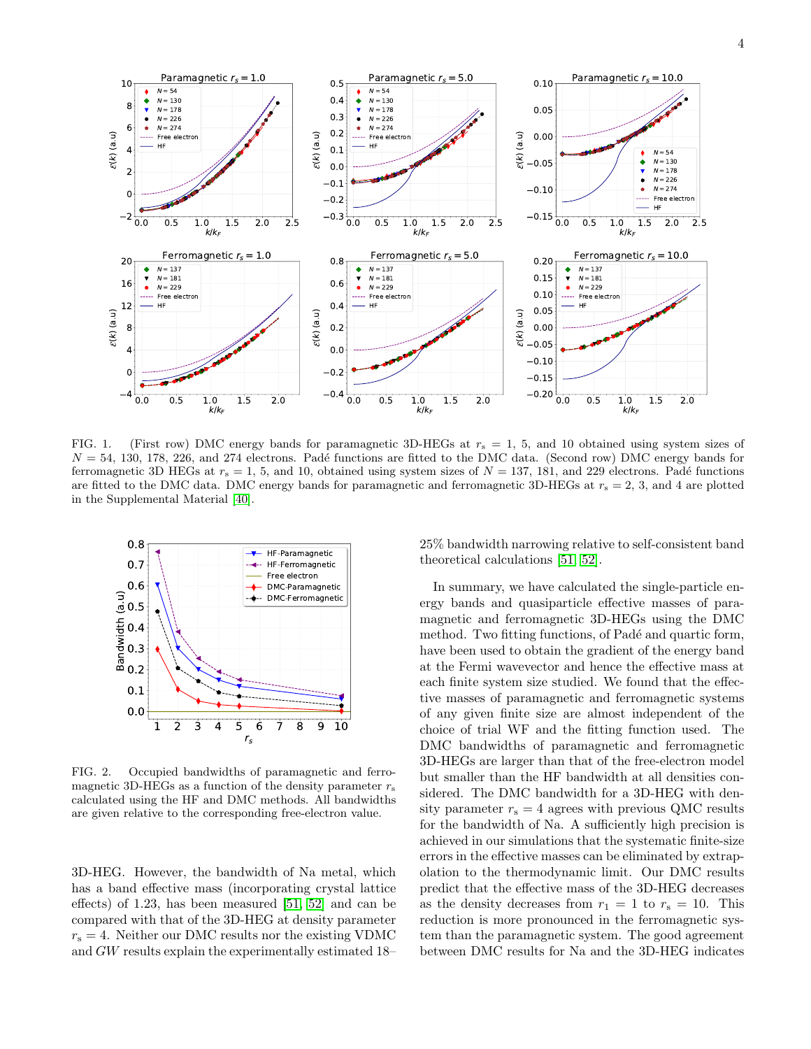FIG. 1. (First row) DMC energy bands for paramagnetic 3D-HEGs at $r_s = 1$, 5, and 10 obtained using system sizes of $N = 54$, 130, 178, 226, and 274 electrons. Padé functions are fitted to the DMC data. (Second row) DMC energy bands for ferromagnetic 3D HEGs at $r_s = 1$, 5, and 10, obtained using system sizes of $N = 137$, 181, and 229 electrons. Padé functions are fitted to the DMC data. DMC energy bands for paramagnetic and ferromagnetic 3D-HEGs at $r_s = 2$, 3, and 4 are plotted in the Supplemental Material [40].

FIG. 2. Occupied bandwidths of paramagnetic and ferromagnetic 3D-HEGs as a function of the density parameter $r_s$ calculated using the HF and DMC methods. All bandwidths are given relative to the corresponding free-electron value.

3D-HEG. However, the bandwidth of Na metal, which has a band effective mass (incorporating crystal lattice effects) of 1.23, has been measured [51, 52] and can be compared with that of the 3D-HEG at density parameter $r_s = 4$. Neither our DMC results nor the existing VDMC and *GW* results explain the experimentally estimated 18–25% bandwidth narrowing relative to self-consistent band theoretical calculations [51, 52].

In summary, we have calculated the single-particle energy bands and quasiparticle effective masses of paramagnetic and ferromagnetic 3D-HEGs using the DMC method. Two fitting functions, of Padé and quartic form, have been used to obtain the gradient of the energy band at the Fermi wavevector and hence the effective mass at each finite system size studied. We found that the effective masses of paramagnetic and ferromagnetic systems of any given finite size are almost independent of the choice of trial WF and the fitting function used. The DMC bandwidths of paramagnetic and ferromagnetic 3D-HEGs are larger than that of the free-electron model but smaller than the HF bandwidth at all densities considered. The DMC bandwidth for a 3D-HEG with density parameter $r_s = 4$ agrees with previous QMC results for the bandwidth of Na. A sufficiently high precision is achieved in our simulations that the systematic finite-size errors in the effective masses can be eliminated by extrapolation to the thermodynamic limit. Our DMC results predict that the effective mass of the 3D-HEG decreases as the density decreases from $r_1 = 1$ to $r_s = 10$. This reduction is more pronounced in the ferromagnetic system than the paramagnetic system. The good agreement between DMC results for Na and the 3D-HEG indicates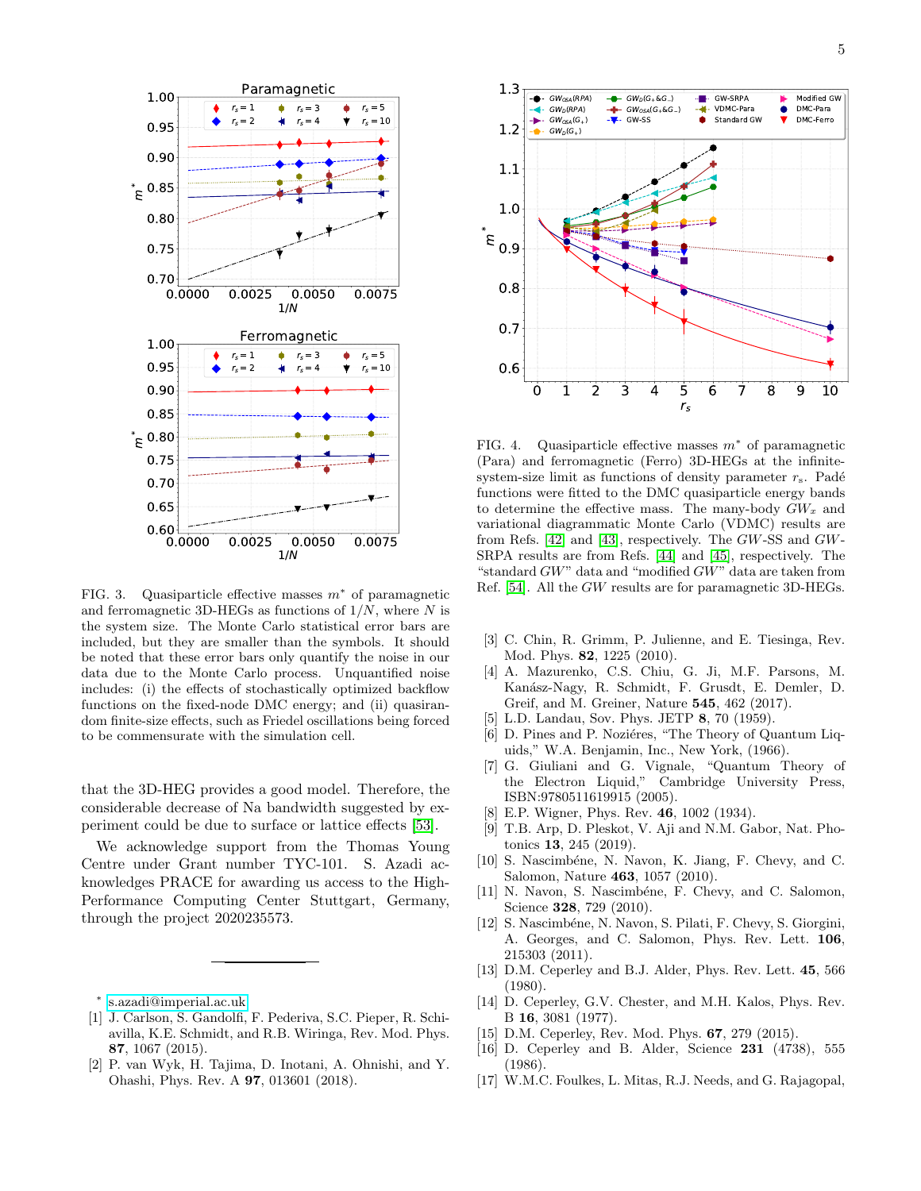FIG. 3. Quasiparticle effective masses $m^*$ of paramagnetic and ferromagnetic 3D-HEGs as functions of $1/N$, where $N$ is the system size. The Monte Carlo statistical error bars are included, but they are smaller than the symbols. It should be noted that these error bars only quantify the noise in our data due to the Monte Carlo process. Unquantified noise includes: (i) the effects of stochastically optimized backflow functions on the fixed-node DMC energy; and (ii) quasirandom finite-size effects, such as Friedel oscillations being forced to be commensurate with the simulation cell.

that the 3D-HEG provides a good model. Therefore, the considerable decrease of Na bandwidth suggested by experiment could be due to surface or lattice effects [53].

We acknowledge support from the Thomas Young Centre under Grant number TYC-101. S. Azadi acknowledges PRACE for awarding us access to the High-Performance Computing Center Stuttgart, Germany, through the project 2020235573.

FIG. 4. Quasiparticle effective masses $m^*$ of paramagnetic (Para) and ferromagnetic (Ferro) 3D-HEGs at the infinite-system-size limit as functions of density parameter $r_s$. Padé functions were fitted to the DMC quasiparticle energy bands to determine the effective mass. The many-body $GW_x$ and variational diagrammatic Monte Carlo (VDMC) results are from Refs. [42] and [43], respectively. The $GW$-SS and $GW$-SRPA results are from Refs. [44] and [45], respectively. The "standard $GW$" data and "modified $GW$" data are taken from Ref. [54]. All the $GW$ results are for paramagnetic 3D-HEGs.

---

\* s.azadi@imperial.ac.uk

[1] J. Carlson, S. Gandolfi, F. Pederiva, S.C. Pieper, R. Schiavilla, K.E. Schmidt, and R.B. Wiringa, Rev. Mod. Phys. **87**, 1067 (2015).

[2] P. van Wyk, H. Tajima, D. Inotani, A. Ohnishi, and Y. Ohashi, Phys. Rev. A **97**, 013601 (2018).

[3] C. Chin, R. Grimm, P. Julienne, and E. Tiesinga, Rev. Mod. Phys. **82**, 1225 (2010).

[4] A. Mazurenko, C.S. Chiu, G. Ji, M.F. Parsons, M. Kanász-Nagy, R. Schmidt, F. Grusdt, E. Demler, D. Greif, and M. Greiner, Nature **545**, 462 (2017).

[5] L.D. Landau, Sov. Phys. JETP **8**, 70 (1959).

[6] D. Pines and P. Noziéres, "The Theory of Quantum Liquids," W.A. Benjamin, Inc., New York, (1966).

[7] G. Giuliani and G. Vignale, "Quantum Theory of the Electron Liquid," Cambridge University Press, ISBN:9780511619915 (2005).

[8] E.P. Wigner, Phys. Rev. **46**, 1002 (1934).

[9] T.B. Arp, D. Pleskot, V. Aji and N.M. Gabor, Nat. Photonics **13**, 245 (2019).

[10] S. Nascimbéne, N. Navon, K. Jiang, F. Chevy, and C. Salomon, Nature **463**, 1057 (2010).

[11] N. Navon, S. Nascimbéne, F. Chevy, and C. Salomon, Science **328**, 729 (2010).

[12] S. Nascimbéne, N. Navon, S. Pilati, F. Chevy, S. Giorgini, A. Georges, and C. Salomon, Phys. Rev. Lett. **106**, 215303 (2011).

[13] D.M. Ceperley and B.J. Alder, Phys. Rev. Lett. **45**, 566 (1980).

[14] D. Ceperley, G.V. Chester, and M.H. Kalos, Phys. Rev. B **16**, 3081 (1977).

[15] D.M. Ceperley, Rev. Mod. Phys. **67**, 279 (2015).

[16] D. Ceperley and B. Alder, Science **231** (4738), 555 (1986).

[17] W.M.C. Foulkes, L. Mitas, R.J. Needs, and G. Rajagopal,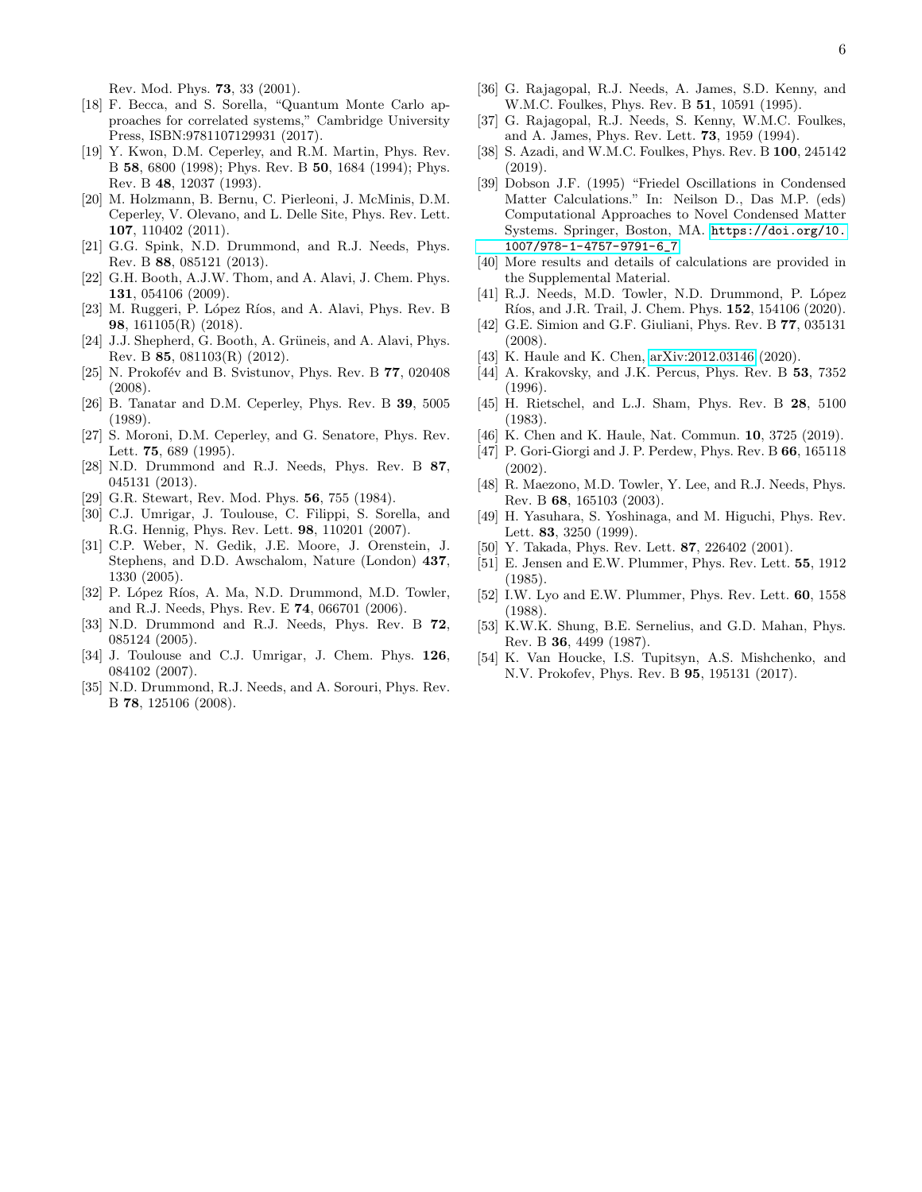Rev. Mod. Phys. **73**, 33 (2001).

[18] F. Becca, and S. Sorella, "Quantum Monte Carlo approaches for correlated systems," Cambridge University Press, ISBN:9781107129931 (2017).

[19] Y. Kwon, D.M. Ceperley, and R.M. Martin, Phys. Rev. B **58**, 6800 (1998); Phys. Rev. B **50**, 1684 (1994); Phys. Rev. B **48**, 12037 (1993).

[20] M. Holzmann, B. Bernu, C. Pierleoni, J. McMinis, D.M. Ceperley, V. Olevano, and L. Delle Site, Phys. Rev. Lett. **107**, 110402 (2011).

[21] G.G. Spink, N.D. Drummond, and R.J. Needs, Phys. Rev. B **88**, 085121 (2013).

[22] G.H. Booth, A.J.W. Thom, and A. Alavi, J. Chem. Phys. **131**, 054106 (2009).

[23] M. Ruggeri, P. López Ríos, and A. Alavi, Phys. Rev. B **98**, 161105(R) (2018).

[24] J.J. Shepherd, G. Booth, A. Grüneis, and A. Alavi, Phys. Rev. B **85**, 081103(R) (2012).

[25] N. Prokofév and B. Svistunov, Phys. Rev. B **77**, 020408 (2008).

[26] B. Tanatar and D.M. Ceperley, Phys. Rev. B **39**, 5005 (1989).

[27] S. Moroni, D.M. Ceperley, and G. Senatore, Phys. Rev. Lett. **75**, 689 (1995).

[28] N.D. Drummond and R.J. Needs, Phys. Rev. B **87**, 045131 (2013).

[29] G.R. Stewart, Rev. Mod. Phys. **56**, 755 (1984).

[30] C.J. Umrigar, J. Toulouse, C. Filippi, S. Sorella, and R.G. Hennig, Phys. Rev. Lett. **98**, 110201 (2007).

[31] C.P. Weber, N. Gedik, J.E. Moore, J. Orenstein, J. Stephens, and D.D. Awschalom, Nature (London) **437**, 1330 (2005).

[32] P. López Ríos, A. Ma, N.D. Drummond, M.D. Towler, and R.J. Needs, Phys. Rev. E **74**, 066701 (2006).

[33] N.D. Drummond and R.J. Needs, Phys. Rev. B **72**, 085124 (2005).

[34] J. Toulouse and C.J. Umrigar, J. Chem. Phys. **126**, 084102 (2007).

[35] N.D. Drummond, R.J. Needs, and A. Sorouri, Phys. Rev. B **78**, 125106 (2008).

[36] G. Rajagopal, R.J. Needs, A. James, S.D. Kenny, and W.M.C. Foulkes, Phys. Rev. B **51**, 10591 (1995).

[37] G. Rajagopal, R.J. Needs, S. Kenny, W.M.C. Foulkes, and A. James, Phys. Rev. Lett. **73**, 1959 (1994).

[38] S. Azadi, and W.M.C. Foulkes, Phys. Rev. B **100**, 245142 (2019).

[39] Dobson J.F. (1995) "Friedel Oscillations in Condensed Matter Calculations." In: Neilson D., Das M.P. (eds) Computational Approaches to Novel Condensed Matter Systems. Springer, Boston, MA. https://doi.org/10.1007/978-1-4757-9791-6_7

[40] More results and details of calculations are provided in the Supplemental Material.

[41] R.J. Needs, M.D. Towler, N.D. Drummond, P. López Ríos, and J.R. Trail, J. Chem. Phys. **152**, 154106 (2020).

[42] G.E. Simion and G.F. Giuliani, Phys. Rev. B **77**, 035131 (2008).

[43] K. Haule and K. Chen, arXiv:2012.03146 (2020).

[44] A. Krakovsky, and J.K. Percus, Phys. Rev. B **53**, 7352 (1996).

[45] H. Rietschel, and L.J. Sham, Phys. Rev. B **28**, 5100 (1983).

[46] K. Chen and K. Haule, Nat. Commun. **10**, 3725 (2019).

[47] P. Gori-Giorgi and J. P. Perdew, Phys. Rev. B **66**, 165118 (2002).

[48] R. Maezono, M.D. Towler, Y. Lee, and R.J. Needs, Phys. Rev. B **68**, 165103 (2003).

[49] H. Yasuhara, S. Yoshinaga, and M. Higuchi, Phys. Rev. Lett. **83**, 3250 (1999).

[50] Y. Takada, Phys. Rev. Lett. **87**, 226402 (2001).

[51] E. Jensen and E.W. Plummer, Phys. Rev. Lett. **55**, 1912 (1985).

[52] I.W. Lyo and E.W. Plummer, Phys. Rev. Lett. **60**, 1558 (1988).

[53] K.W.K. Shung, B.E. Sernelius, and G.D. Mahan, Phys. Rev. B **36**, 4499 (1987).

[54] K. Van Houcke, I.S. Tupitsyn, A.S. Mishchenko, and N.V. Prokofev, Phys. Rev. B **95**, 195131 (2017).